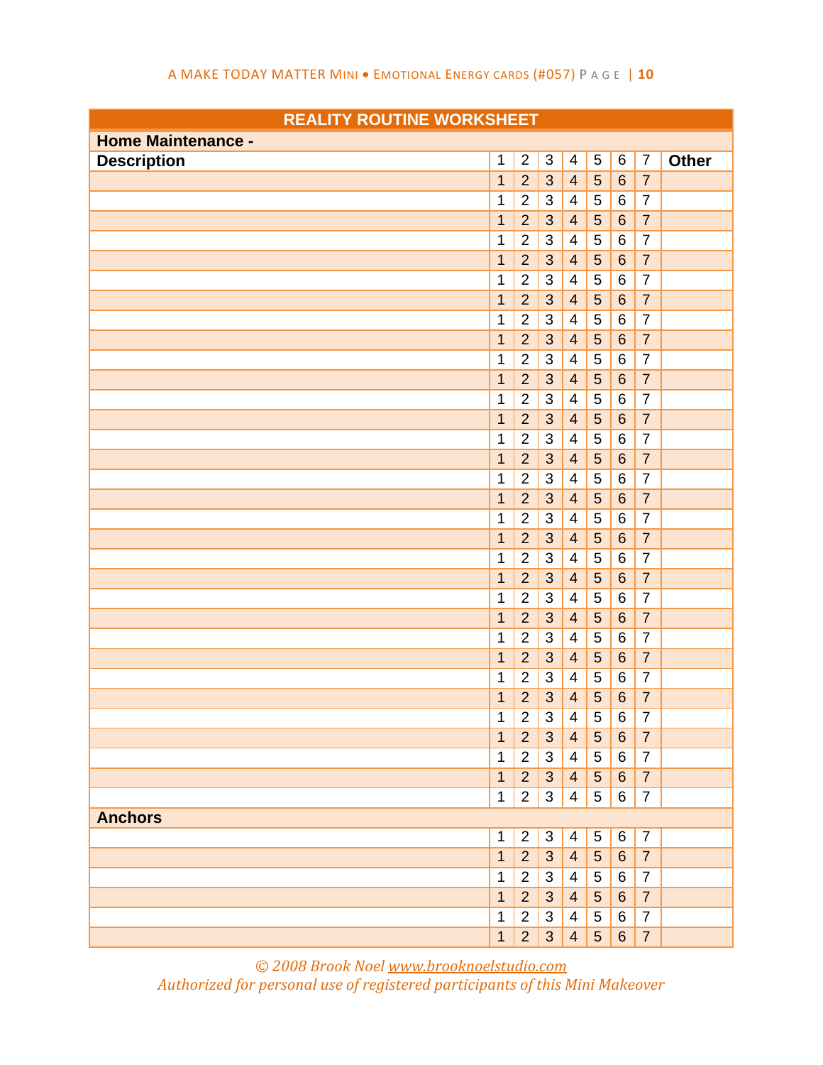| REALITY ROUTINE WORKSHEET | | | | | | | | |
|---|---|---|---|---|---|---|---|---|
| **Home Maintenance -** | | | | | | | | |
| **Description** | 1 | 2 | 3 | 4 | 5 | 6 | 7 | **Other** |
| | 1 | 2 | 3 | 4 | 5 | 6 | 7 | |
| | 1 | 2 | 3 | 4 | 5 | 6 | 7 | |
| | 1 | 2 | 3 | 4 | 5 | 6 | 7 | |
| | 1 | 2 | 3 | 4 | 5 | 6 | 7 | |
| | 1 | 2 | 3 | 4 | 5 | 6 | 7 | |
| | 1 | 2 | 3 | 4 | 5 | 6 | 7 | |
| | 1 | 2 | 3 | 4 | 5 | 6 | 7 | |
| | 1 | 2 | 3 | 4 | 5 | 6 | 7 | |
| | 1 | 2 | 3 | 4 | 5 | 6 | 7 | |
| | 1 | 2 | 3 | 4 | 5 | 6 | 7 | |
| | 1 | 2 | 3 | 4 | 5 | 6 | 7 | |
| | 1 | 2 | 3 | 4 | 5 | 6 | 7 | |
| | 1 | 2 | 3 | 4 | 5 | 6 | 7 | |
| | 1 | 2 | 3 | 4 | 5 | 6 | 7 | |
| | 1 | 2 | 3 | 4 | 5 | 6 | 7 | |
| | 1 | 2 | 3 | 4 | 5 | 6 | 7 | |
| | 1 | 2 | 3 | 4 | 5 | 6 | 7 | |
| | 1 | 2 | 3 | 4 | 5 | 6 | 7 | |
| | 1 | 2 | 3 | 4 | 5 | 6 | 7 | |
| | 1 | 2 | 3 | 4 | 5 | 6 | 7 | |
| | 1 | 2 | 3 | 4 | 5 | 6 | 7 | |
| | 1 | 2 | 3 | 4 | 5 | 6 | 7 | |
| | 1 | 2 | 3 | 4 | 5 | 6 | 7 | |
| | 1 | 2 | 3 | 4 | 5 | 6 | 7 | |
| | 1 | 2 | 3 | 4 | 5 | 6 | 7 | |
| | 1 | 2 | 3 | 4 | 5 | 6 | 7 | |
| | 1 | 2 | 3 | 4 | 5 | 6 | 7 | |
| | 1 | 2 | 3 | 4 | 5 | 6 | 7 | |
| | 1 | 2 | 3 | 4 | 5 | 6 | 7 | |
| | 1 | 2 | 3 | 4 | 5 | 6 | 7 | |
| | 1 | 2 | 3 | 4 | 5 | 6 | 7 | |
| **Anchors** | | | | | | | | |
| | 1 | 2 | 3 | 4 | 5 | 6 | 7 | |
| | 1 | 2 | 3 | 4 | 5 | 6 | 7 | |
| | 1 | 2 | 3 | 4 | 5 | 6 | 7 | |
| | 1 | 2 | 3 | 4 | 5 | 6 | 7 | |
| | 1 | 2 | 3 | 4 | 5 | 6 | 7 | |
| | 1 | 2 | 3 | 4 | 5 | 6 | 7 | |

*© 2008 Brook Noel www.brooknoelstudio.com*
*Authorized for personal use of registered participants of this Mini Makeover*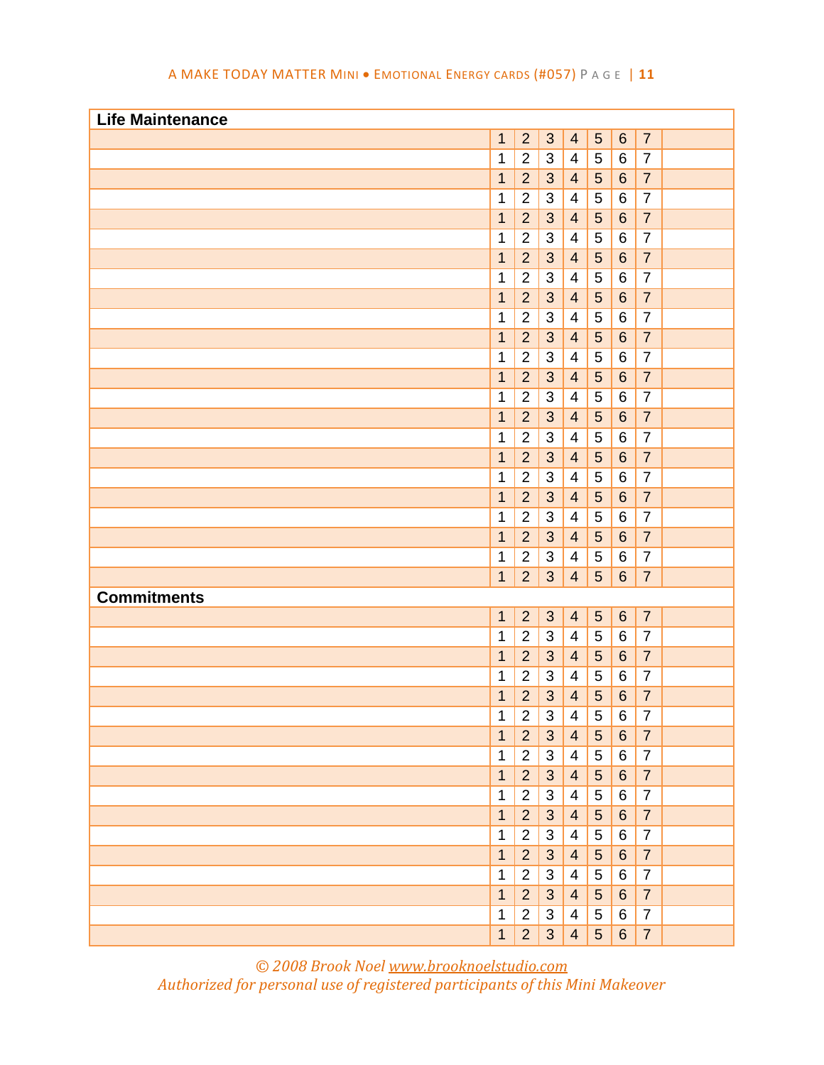| Life Maintenance | | | | | | | | |
|---|---|---|---|---|---|---|---|---|
| | 1 | 2 | 3 | 4 | 5 | 6 | 7 | |
| | 1 | 2 | 3 | 4 | 5 | 6 | 7 | |
| | 1 | 2 | 3 | 4 | 5 | 6 | 7 | |
| | 1 | 2 | 3 | 4 | 5 | 6 | 7 | |
| | 1 | 2 | 3 | 4 | 5 | 6 | 7 | |
| | 1 | 2 | 3 | 4 | 5 | 6 | 7 | |
| | 1 | 2 | 3 | 4 | 5 | 6 | 7 | |
| | 1 | 2 | 3 | 4 | 5 | 6 | 7 | |
| | 1 | 2 | 3 | 4 | 5 | 6 | 7 | |
| | 1 | 2 | 3 | 4 | 5 | 6 | 7 | |
| | 1 | 2 | 3 | 4 | 5 | 6 | 7 | |
| | 1 | 2 | 3 | 4 | 5 | 6 | 7 | |
| | 1 | 2 | 3 | 4 | 5 | 6 | 7 | |
| | 1 | 2 | 3 | 4 | 5 | 6 | 7 | |
| | 1 | 2 | 3 | 4 | 5 | 6 | 7 | |
| | 1 | 2 | 3 | 4 | 5 | 6 | 7 | |
| | 1 | 2 | 3 | 4 | 5 | 6 | 7 | |
| | 1 | 2 | 3 | 4 | 5 | 6 | 7 | |
| | 1 | 2 | 3 | 4 | 5 | 6 | 7 | |
| | 1 | 2 | 3 | 4 | 5 | 6 | 7 | |
| | 1 | 2 | 3 | 4 | 5 | 6 | 7 | |
| | 1 | 2 | 3 | 4 | 5 | 6 | 7 | |
| | 1 | 2 | 3 | 4 | 5 | 6 | 7 | |

| Commitments | | | | | | | | |
|---|---|---|---|---|---|---|---|---|
| | 1 | 2 | 3 | 4 | 5 | 6 | 7 | |
| | 1 | 2 | 3 | 4 | 5 | 6 | 7 | |
| | 1 | 2 | 3 | 4 | 5 | 6 | 7 | |
| | 1 | 2 | 3 | 4 | 5 | 6 | 7 | |
| | 1 | 2 | 3 | 4 | 5 | 6 | 7 | |
| | 1 | 2 | 3 | 4 | 5 | 6 | 7 | |
| | 1 | 2 | 3 | 4 | 5 | 6 | 7 | |
| | 1 | 2 | 3 | 4 | 5 | 6 | 7 | |
| | 1 | 2 | 3 | 4 | 5 | 6 | 7 | |
| | 1 | 2 | 3 | 4 | 5 | 6 | 7 | |
| | 1 | 2 | 3 | 4 | 5 | 6 | 7 | |
| | 1 | 2 | 3 | 4 | 5 | 6 | 7 | |
| | 1 | 2 | 3 | 4 | 5 | 6 | 7 | |
| | 1 | 2 | 3 | 4 | 5 | 6 | 7 | |
| | 1 | 2 | 3 | 4 | 5 | 6 | 7 | |
| | 1 | 2 | 3 | 4 | 5 | 6 | 7 | |
| | 1 | 2 | 3 | 4 | 5 | 6 | 7 | |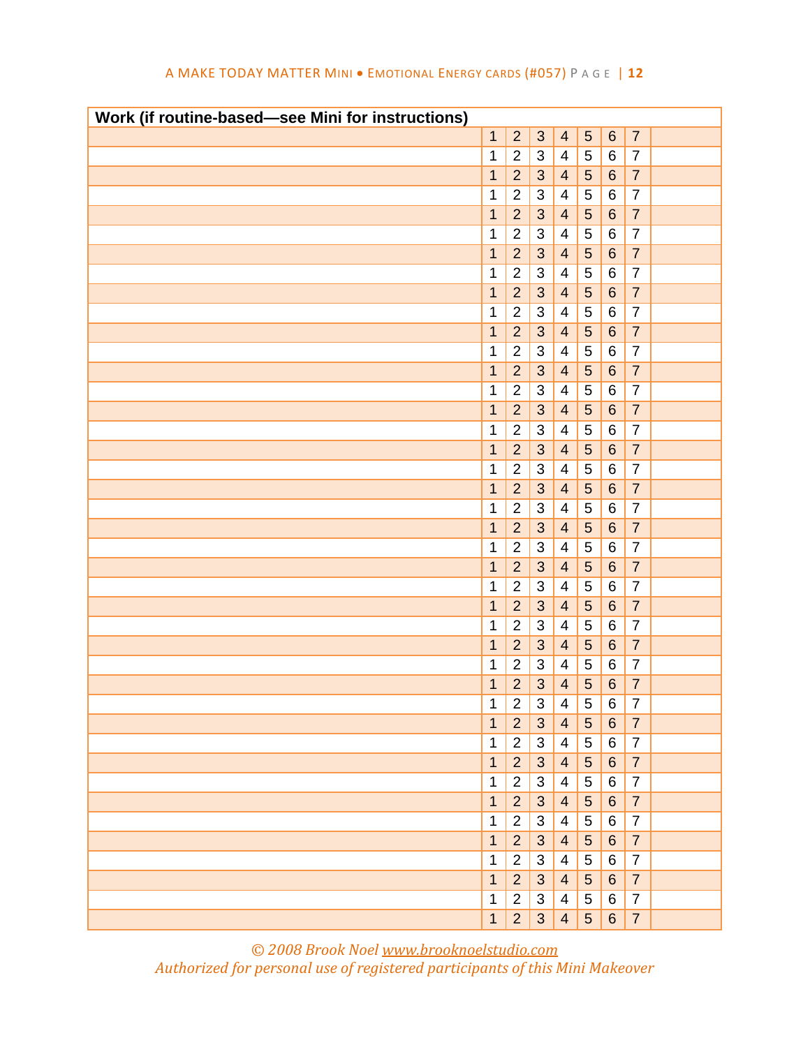| Work (if routine-based—see Mini for instructions) | | | | | | | | |
|---|---|---|---|---|---|---|---|---|
| | 1 | 2 | 3 | 4 | 5 | 6 | 7 | |
| | 1 | 2 | 3 | 4 | 5 | 6 | 7 | |
| | 1 | 2 | 3 | 4 | 5 | 6 | 7 | |
| | 1 | 2 | 3 | 4 | 5 | 6 | 7 | |
| | 1 | 2 | 3 | 4 | 5 | 6 | 7 | |
| | 1 | 2 | 3 | 4 | 5 | 6 | 7 | |
| | 1 | 2 | 3 | 4 | 5 | 6 | 7 | |
| | 1 | 2 | 3 | 4 | 5 | 6 | 7 | |
| | 1 | 2 | 3 | 4 | 5 | 6 | 7 | |
| | 1 | 2 | 3 | 4 | 5 | 6 | 7 | |
| | 1 | 2 | 3 | 4 | 5 | 6 | 7 | |
| | 1 | 2 | 3 | 4 | 5 | 6 | 7 | |
| | 1 | 2 | 3 | 4 | 5 | 6 | 7 | |
| | 1 | 2 | 3 | 4 | 5 | 6 | 7 | |
| | 1 | 2 | 3 | 4 | 5 | 6 | 7 | |
| | 1 | 2 | 3 | 4 | 5 | 6 | 7 | |
| | 1 | 2 | 3 | 4 | 5 | 6 | 7 | |
| | 1 | 2 | 3 | 4 | 5 | 6 | 7 | |
| | 1 | 2 | 3 | 4 | 5 | 6 | 7 | |
| | 1 | 2 | 3 | 4 | 5 | 6 | 7 | |
| | 1 | 2 | 3 | 4 | 5 | 6 | 7 | |
| | 1 | 2 | 3 | 4 | 5 | 6 | 7 | |
| | 1 | 2 | 3 | 4 | 5 | 6 | 7 | |
| | 1 | 2 | 3 | 4 | 5 | 6 | 7 | |
| | 1 | 2 | 3 | 4 | 5 | 6 | 7 | |
| | 1 | 2 | 3 | 4 | 5 | 6 | 7 | |
| | 1 | 2 | 3 | 4 | 5 | 6 | 7 | |
| | 1 | 2 | 3 | 4 | 5 | 6 | 7 | |
| | 1 | 2 | 3 | 4 | 5 | 6 | 7 | |
| | 1 | 2 | 3 | 4 | 5 | 6 | 7 | |
| | 1 | 2 | 3 | 4 | 5 | 6 | 7 | |
| | 1 | 2 | 3 | 4 | 5 | 6 | 7 | |
| | 1 | 2 | 3 | 4 | 5 | 6 | 7 | |
| | 1 | 2 | 3 | 4 | 5 | 6 | 7 | |
| | 1 | 2 | 3 | 4 | 5 | 6 | 7 | |
| | 1 | 2 | 3 | 4 | 5 | 6 | 7 | |
| | 1 | 2 | 3 | 4 | 5 | 6 | 7 | |
| | 1 | 2 | 3 | 4 | 5 | 6 | 7 | |
| | 1 | 2 | 3 | 4 | 5 | 6 | 7 | |
| | 1 | 2 | 3 | 4 | 5 | 6 | 7 | |
| | 1 | 2 | 3 | 4 | 5 | 6 | 7 | |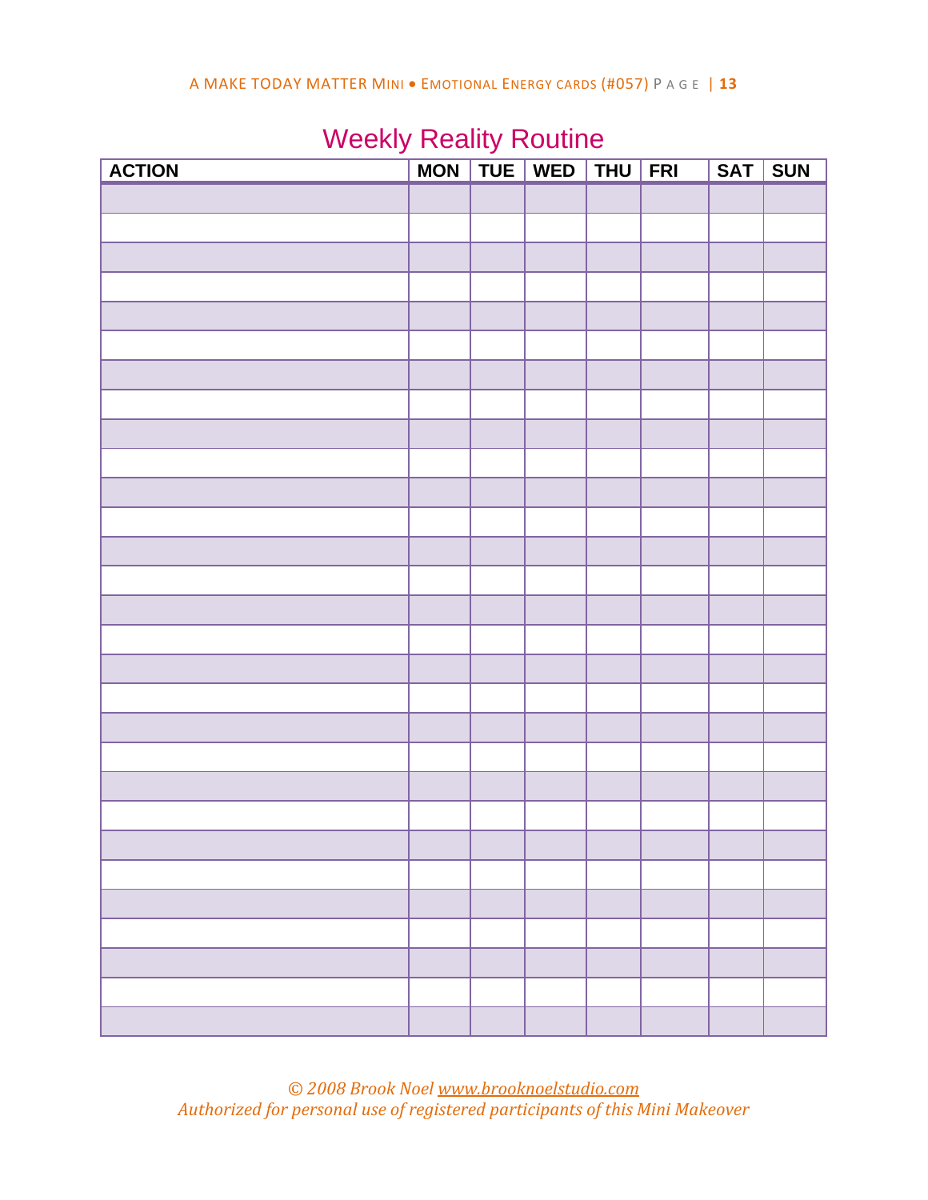# Weekly Reality Routine

| ACTION | MON | TUE | WED | THU | FRI | SAT | SUN |
|---|---|---|---|---|---|---|---|
| | | | | | | | |
| | | | | | | | |
| | | | | | | | |
| | | | | | | | |
| | | | | | | | |
| | | | | | | | |
| | | | | | | | |
| | | | | | | | |
| | | | | | | | |
| | | | | | | | |
| | | | | | | | |
| | | | | | | | |
| | | | | | | | |
| | | | | | | | |
| | | | | | | | |
| | | | | | | | |
| | | | | | | | |
| | | | | | | | |
| | | | | | | | |
| | | | | | | | |
| | | | | | | | |
| | | | | | | | |
| | | | | | | | |
| | | | | | | | |
| | | | | | | | |
| | | | | | | | |
| | | | | | | | |
| | | | | | | | |
| | | | | | | | |

*© 2008 Brook Noel www.brooknoelstudio.com*
*Authorized for personal use of registered participants of this Mini Makeover*